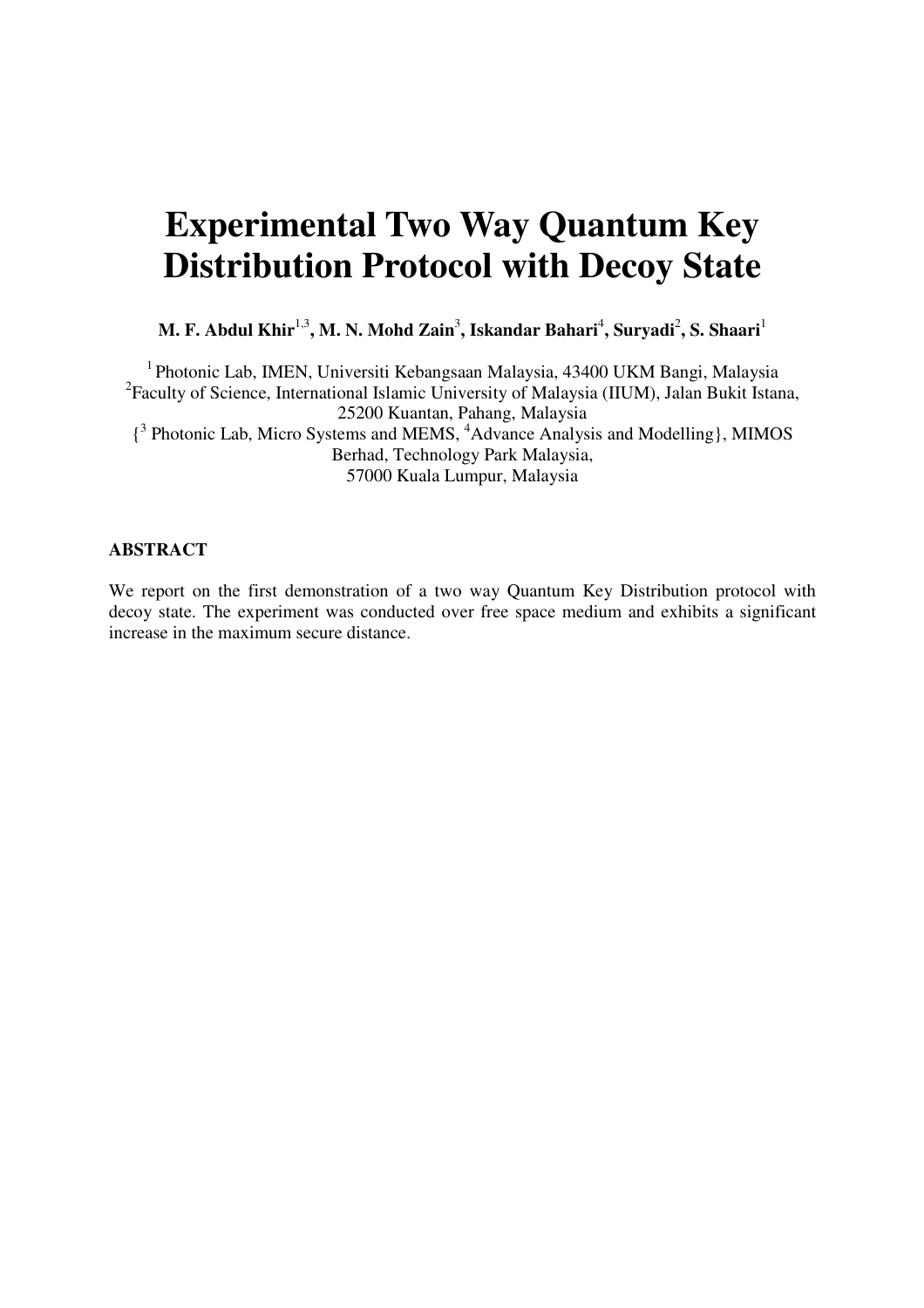# Experimental Two Way Quantum Key Distribution Protocol with Decoy State

**M. F. Abdul Khir[1,3], M. N. Mohd Zain[3], Iskandar Bahari[4], Suryadi[2], S. Shaari[1]**

[1] Photonic Lab, IMEN, Universiti Kebangsaan Malaysia, 43400 UKM Bangi, Malaysia
[2]Faculty of Science, International Islamic University of Malaysia (IIUM), Jalan Bukit Istana, 25200 Kuantan, Pahang, Malaysia
{[3] Photonic Lab, Micro Systems and MEMS, [4]Advance Analysis and Modelling}, MIMOS Berhad, Technology Park Malaysia,
57000 Kuala Lumpur, Malaysia

## ABSTRACT

We report on the first demonstration of a two way Quantum Key Distribution protocol with decoy state. The experiment was conducted over free space medium and exhibits a significant increase in the maximum secure distance.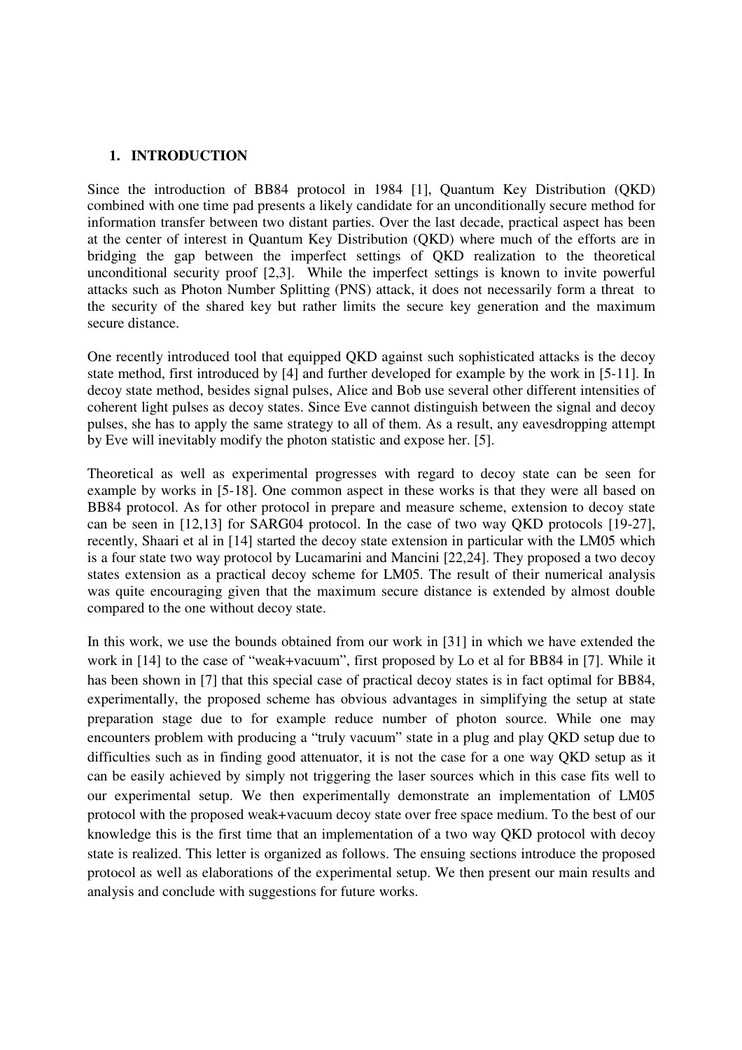## 1. INTRODUCTION

Since the introduction of BB84 protocol in 1984 [1], Quantum Key Distribution (QKD) combined with one time pad presents a likely candidate for an unconditionally secure method for information transfer between two distant parties. Over the last decade, practical aspect has been at the center of interest in Quantum Key Distribution (QKD) where much of the efforts are in bridging the gap between the imperfect settings of QKD realization to the theoretical unconditional security proof [2,3]. While the imperfect settings is known to invite powerful attacks such as Photon Number Splitting (PNS) attack, it does not necessarily form a threat to the security of the shared key but rather limits the secure key generation and the maximum secure distance.

One recently introduced tool that equipped QKD against such sophisticated attacks is the decoy state method, first introduced by [4] and further developed for example by the work in [5-11]. In decoy state method, besides signal pulses, Alice and Bob use several other different intensities of coherent light pulses as decoy states. Since Eve cannot distinguish between the signal and decoy pulses, she has to apply the same strategy to all of them. As a result, any eavesdropping attempt by Eve will inevitably modify the photon statistic and expose her. [5].

Theoretical as well as experimental progresses with regard to decoy state can be seen for example by works in [5-18]. One common aspect in these works is that they were all based on BB84 protocol. As for other protocol in prepare and measure scheme, extension to decoy state can be seen in [12,13] for SARG04 protocol. In the case of two way QKD protocols [19-27], recently, Shaari et al in [14] started the decoy state extension in particular with the LM05 which is a four state two way protocol by Lucamarini and Mancini [22,24]. They proposed a two decoy states extension as a practical decoy scheme for LM05. The result of their numerical analysis was quite encouraging given that the maximum secure distance is extended by almost double compared to the one without decoy state.

In this work, we use the bounds obtained from our work in [31] in which we have extended the work in [14] to the case of "weak+vacuum", first proposed by Lo et al for BB84 in [7]. While it has been shown in [7] that this special case of practical decoy states is in fact optimal for BB84, experimentally, the proposed scheme has obvious advantages in simplifying the setup at state preparation stage due to for example reduce number of photon source. While one may encounters problem with producing a "truly vacuum" state in a plug and play QKD setup due to difficulties such as in finding good attenuator, it is not the case for a one way QKD setup as it can be easily achieved by simply not triggering the laser sources which in this case fits well to our experimental setup. We then experimentally demonstrate an implementation of LM05 protocol with the proposed weak+vacuum decoy state over free space medium. To the best of our knowledge this is the first time that an implementation of a two way QKD protocol with decoy state is realized. This letter is organized as follows. The ensuing sections introduce the proposed protocol as well as elaborations of the experimental setup. We then present our main results and analysis and conclude with suggestions for future works.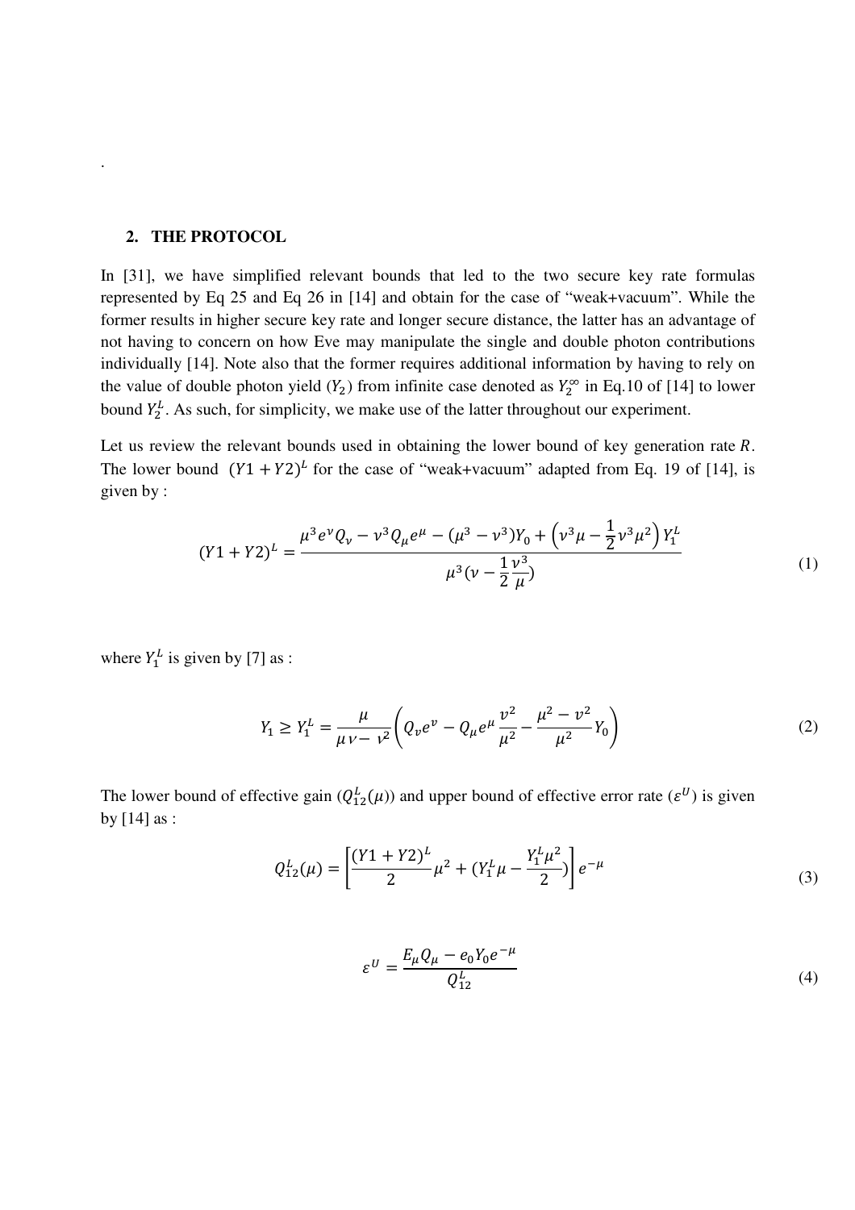.

## 2. THE PROTOCOL

In [31], we have simplified relevant bounds that led to the two secure key rate formulas represented by Eq 25 and Eq 26 in [14] and obtain for the case of "weak+vacuum". While the former results in higher secure key rate and longer secure distance, the latter has an advantage of not having to concern on how Eve may manipulate the single and double photon contributions individually [14]. Note also that the former requires additional information by having to rely on the value of double photon yield ($Y_2$) from infinite case denoted as $Y_2^{\infty}$ in Eq.10 of [14] to lower bound $Y_2^L$. As such, for simplicity, we make use of the latter throughout our experiment.

Let us review the relevant bounds used in obtaining the lower bound of key generation rate $R$. The lower bound $(Y1 + Y2)^L$ for the case of "weak+vacuum" adapted from Eq. 19 of [14], is given by :

$$(Y1+Y2)^L = \frac{\mu^3 e^{\nu} Q_{\nu} - \nu^3 Q_{\mu} e^{\mu} - (\mu^3 - \nu^3) Y_0 + \left(\nu^3 \mu - \frac{1}{2}\nu^3 \mu^2\right) Y_1^L}{\mu^3 (\nu - \frac{1}{2}\frac{\nu^3}{\mu})} \tag{1}$$

where $Y_1^L$ is given by [7] as :

$$Y_1 \geq Y_1^L = \frac{\mu}{\mu\nu - \nu^2}\left(Q_{\nu} e^{\nu} - Q_{\mu} e^{\mu}\frac{\nu^2}{\mu^2} - \frac{\mu^2 - \nu^2}{\mu^2} Y_0\right) \tag{2}$$

The lower bound of effective gain ($Q_{12}^L(\mu)$) and upper bound of effective error rate ($\varepsilon^U$) is given by [14] as :

$$Q_{12}^L(\mu) = \left[\frac{(Y1+Y2)^L}{2}\mu^2 + (Y_1^L \mu - \frac{Y_1^L \mu^2}{2})\right] e^{-\mu} \tag{3}$$

$$\varepsilon^U = \frac{E_{\mu} Q_{\mu} - e_0 Y_0 e^{-\mu}}{Q_{12}^L} \tag{4}$$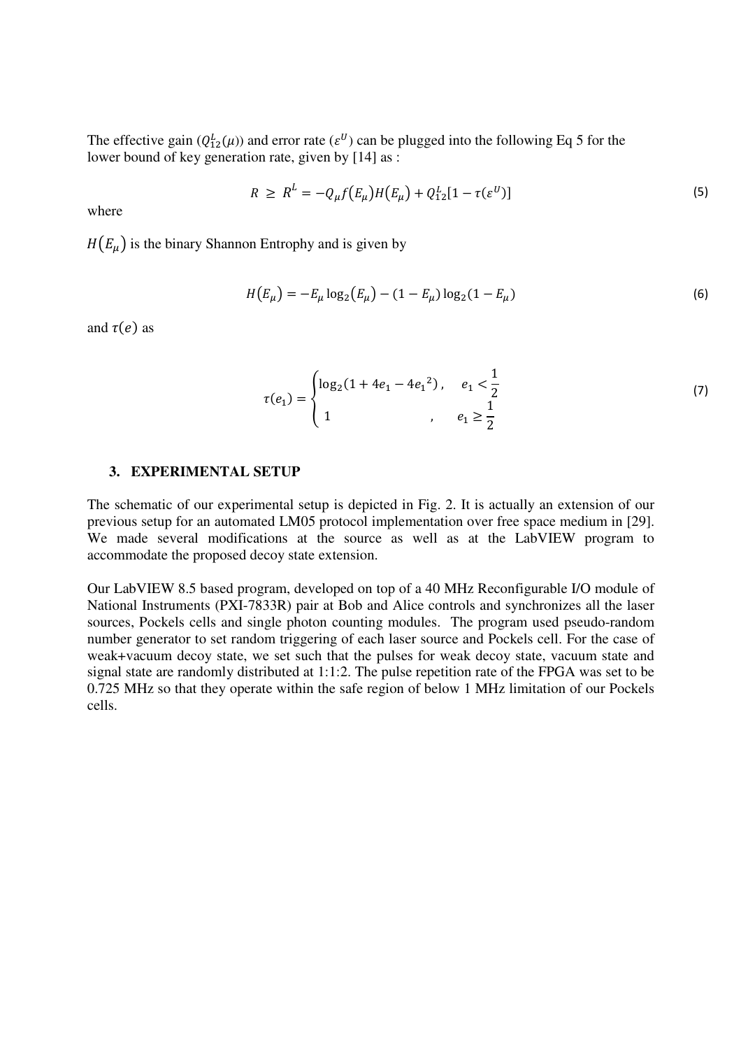The effective gain ($Q_{12}^{L}(\mu)$) and error rate ($\varepsilon^{U}$) can be plugged into the following Eq 5 for the lower bound of key generation rate, given by [14] as :

$$R \geq R^{L} = -Q_{\mu} f(E_{\mu}) H(E_{\mu}) + Q_{12}^{L}[1 - \tau(\varepsilon^{U})] \tag{5}$$

where

$H(E_{\mu})$ is the binary Shannon Entrophy and is given by

$$H(E_{\mu}) = -E_{\mu} \log_2(E_{\mu}) - (1 - E_{\mu}) \log_2(1 - E_{\mu}) \tag{6}$$

and $\tau(e)$ as

$$\tau(e_1) = \begin{cases} \log_2(1 + 4e_1 - 4{e_1}^2), & e_1 < \dfrac{1}{2} \\ 1, & e_1 \geq \dfrac{1}{2} \end{cases} \tag{7}$$

### 3. EXPERIMENTAL SETUP

The schematic of our experimental setup is depicted in Fig. 2. It is actually an extension of our previous setup for an automated LM05 protocol implementation over free space medium in [29]. We made several modifications at the source as well as at the LabVIEW program to accommodate the proposed decoy state extension.

Our LabVIEW 8.5 based program, developed on top of a 40 MHz Reconfigurable I/O module of National Instruments (PXI-7833R) pair at Bob and Alice controls and synchronizes all the laser sources, Pockels cells and single photon counting modules. The program used pseudo-random number generator to set random triggering of each laser source and Pockels cell. For the case of weak+vacuum decoy state, we set such that the pulses for weak decoy state, vacuum state and signal state are randomly distributed at 1:1:2. The pulse repetition rate of the FPGA was set to be 0.725 MHz so that they operate within the safe region of below 1 MHz limitation of our Pockels cells.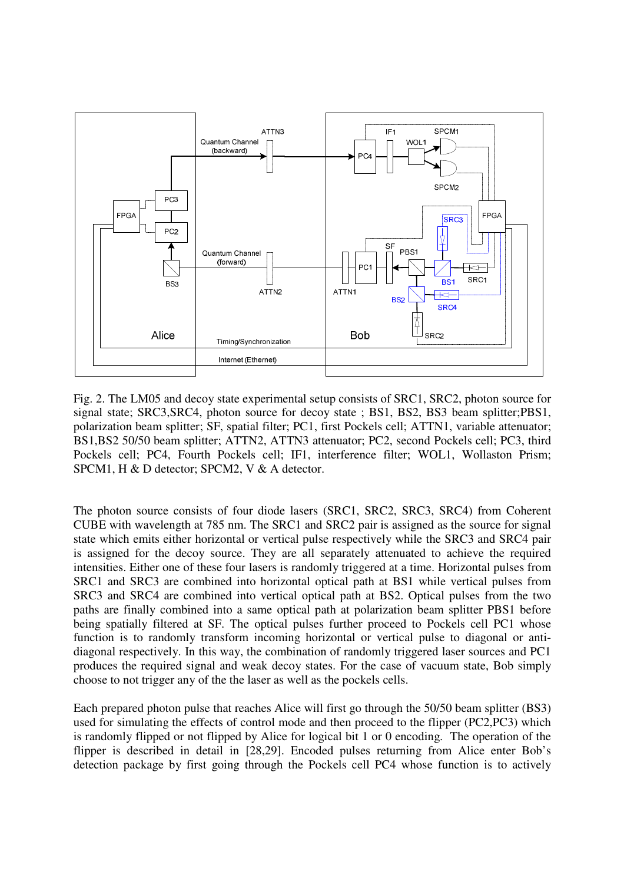Fig. 2. The LM05 and decoy state experimental setup consists of SRC1, SRC2, photon source for signal state; SRC3,SRC4, photon source for decoy state ; BS1, BS2, BS3 beam splitter;PBS1, polarization beam splitter; SF, spatial filter; PC1, first Pockels cell; ATTN1, variable attenuator; BS1,BS2 50/50 beam splitter; ATTN2, ATTN3 attenuator; PC2, second Pockels cell; PC3, third Pockels cell; PC4, Fourth Pockels cell; IF1, interference filter; WOL1, Wollaston Prism; SPCM1, H & D detector; SPCM2, V & A detector.

The photon source consists of four diode lasers (SRC1, SRC2, SRC3, SRC4) from Coherent CUBE with wavelength at 785 nm. The SRC1 and SRC2 pair is assigned as the source for signal state which emits either horizontal or vertical pulse respectively while the SRC3 and SRC4 pair is assigned for the decoy source. They are all separately attenuated to achieve the required intensities. Either one of these four lasers is randomly triggered at a time. Horizontal pulses from SRC1 and SRC3 are combined into horizontal optical path at BS1 while vertical pulses from SRC3 and SRC4 are combined into vertical optical path at BS2. Optical pulses from the two paths are finally combined into a same optical path at polarization beam splitter PBS1 before being spatially filtered at SF. The optical pulses further proceed to Pockels cell PC1 whose function is to randomly transform incoming horizontal or vertical pulse to diagonal or anti-diagonal respectively. In this way, the combination of randomly triggered laser sources and PC1 produces the required signal and weak decoy states. For the case of vacuum state, Bob simply choose to not trigger any of the the laser as well as the pockels cells.

Each prepared photon pulse that reaches Alice will first go through the 50/50 beam splitter (BS3) used for simulating the effects of control mode and then proceed to the flipper (PC2,PC3) which is randomly flipped or not flipped by Alice for logical bit 1 or 0 encoding. The operation of the flipper is described in detail in [28,29]. Encoded pulses returning from Alice enter Bob's detection package by first going through the Pockels cell PC4 whose function is to actively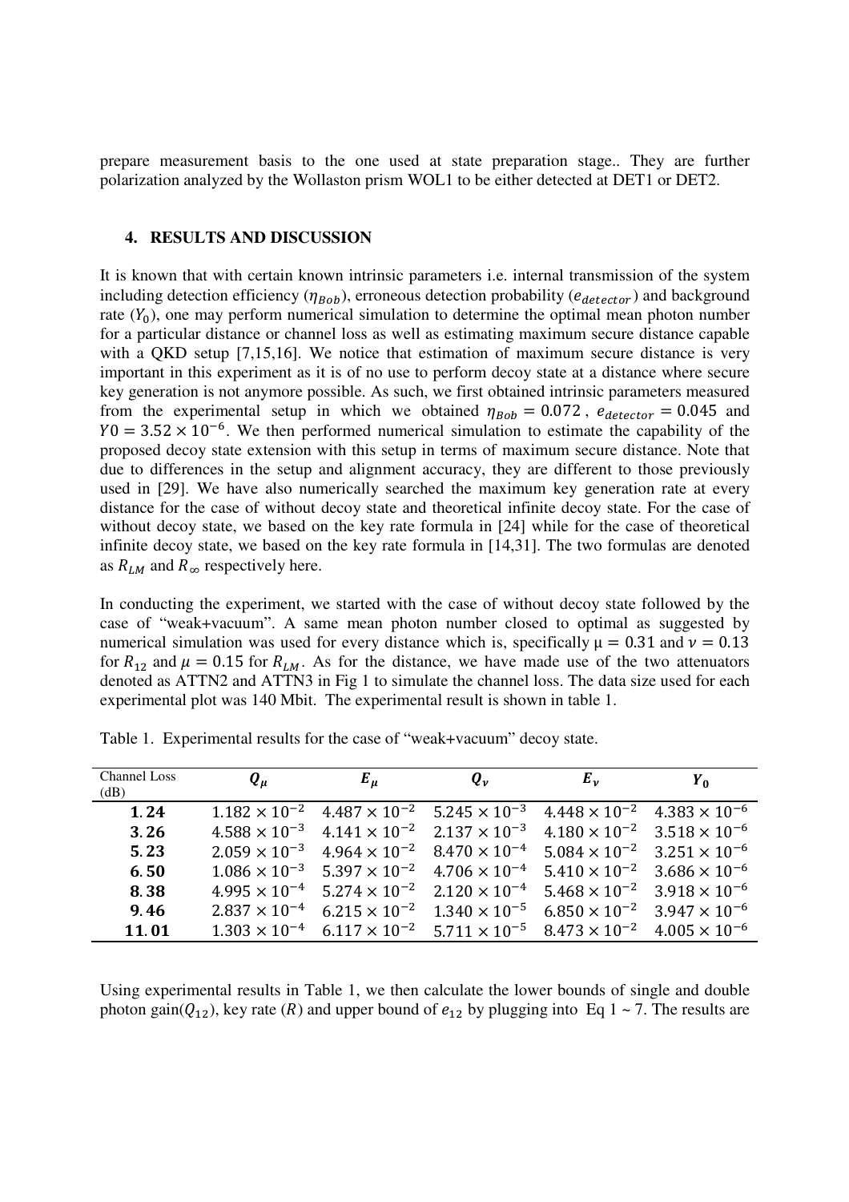prepare measurement basis to the one used at state preparation stage.. They are further polarization analyzed by the Wollaston prism WOL1 to be either detected at DET1 or DET2.

### 4. RESULTS AND DISCUSSION

It is known that with certain known intrinsic parameters i.e. internal transmission of the system including detection efficiency ($\eta_{Bob}$), erroneous detection probability ($e_{detector}$) and background rate ($Y_0$), one may perform numerical simulation to determine the optimal mean photon number for a particular distance or channel loss as well as estimating maximum secure distance capable with a QKD setup [7,15,16]. We notice that estimation of maximum secure distance is very important in this experiment as it is of no use to perform decoy state at a distance where secure key generation is not anymore possible. As such, we first obtained intrinsic parameters measured from the experimental setup in which we obtained $\eta_{Bob} = 0.072$ , $e_{detector} = 0.045$ and $Y0 = 3.52 \times 10^{-6}$. We then performed numerical simulation to estimate the capability of the proposed decoy state extension with this setup in terms of maximum secure distance. Note that due to differences in the setup and alignment accuracy, they are different to those previously used in [29]. We have also numerically searched the maximum key generation rate at every distance for the case of without decoy state and theoretical infinite decoy state. For the case of without decoy state, we based on the key rate formula in [24] while for the case of theoretical infinite decoy state, we based on the key rate formula in [14,31]. The two formulas are denoted as $R_{LM}$ and $R_\infty$ respectively here.

In conducting the experiment, we started with the case of without decoy state followed by the case of "weak+vacuum". A same mean photon number closed to optimal as suggested by numerical simulation was used for every distance which is, specifically $\mu = 0.31$ and $\nu = 0.13$ for $R_{12}$ and $\mu = 0.15$ for $R_{LM}$. As for the distance, we have made use of the two attenuators denoted as ATTN2 and ATTN3 in Fig 1 to simulate the channel loss. The data size used for each experimental plot was 140 Mbit. The experimental result is shown in table 1.

Table 1. Experimental results for the case of "weak+vacuum" decoy state.

| Channel Loss (dB) | $Q_\mu$ | $E_\mu$ | $Q_\nu$ | $E_\nu$ | $Y_0$ |
|---|---|---|---|---|---|
| **1.24** | $1.182 \times 10^{-2}$ | $4.487 \times 10^{-2}$ | $5.245 \times 10^{-3}$ | $4.448 \times 10^{-2}$ | $4.383 \times 10^{-6}$ |
| **3.26** | $4.588 \times 10^{-3}$ | $4.141 \times 10^{-2}$ | $2.137 \times 10^{-3}$ | $4.180 \times 10^{-2}$ | $3.518 \times 10^{-6}$ |
| **5.23** | $2.059 \times 10^{-3}$ | $4.964 \times 10^{-2}$ | $8.470 \times 10^{-4}$ | $5.084 \times 10^{-2}$ | $3.251 \times 10^{-6}$ |
| **6.50** | $1.086 \times 10^{-3}$ | $5.397 \times 10^{-2}$ | $4.706 \times 10^{-4}$ | $5.410 \times 10^{-2}$ | $3.686 \times 10^{-6}$ |
| **8.38** | $4.995 \times 10^{-4}$ | $5.274 \times 10^{-2}$ | $2.120 \times 10^{-4}$ | $5.468 \times 10^{-2}$ | $3.918 \times 10^{-6}$ |
| **9.46** | $2.837 \times 10^{-4}$ | $6.215 \times 10^{-2}$ | $1.340 \times 10^{-5}$ | $6.850 \times 10^{-2}$ | $3.947 \times 10^{-6}$ |
| **11.01** | $1.303 \times 10^{-4}$ | $6.117 \times 10^{-2}$ | $5.711 \times 10^{-5}$ | $8.473 \times 10^{-2}$ | $4.005 \times 10^{-6}$ |

Using experimental results in Table 1, we then calculate the lower bounds of single and double photon gain($Q_{12}$), key rate ($R$) and upper bound of $e_{12}$ by plugging into Eq 1 ~ 7. The results are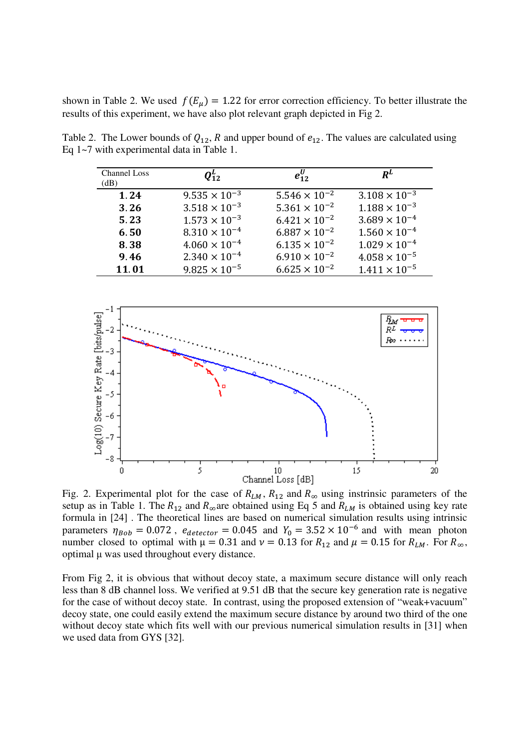shown in Table 2. We used $f(E_\mu) = 1.22$ for error correction efficiency. To better illustrate the results of this experiment, we have also plot relevant graph depicted in Fig 2.

Table 2. The Lower bounds of $Q_{12}$, $R$ and upper bound of $e_{12}$. The values are calculated using Eq 1~7 with experimental data in Table 1.

| Channel Loss (dB) | $Q_{12}^L$ | $e_{12}^U$ | $R^L$ |
|---|---|---|---|
| **1.24** | $9.535 \times 10^{-3}$ | $5.546 \times 10^{-2}$ | $3.108 \times 10^{-3}$ |
| **3.26** | $3.518 \times 10^{-3}$ | $5.361 \times 10^{-2}$ | $1.188 \times 10^{-3}$ |
| **5.23** | $1.573 \times 10^{-3}$ | $6.421 \times 10^{-2}$ | $3.689 \times 10^{-4}$ |
| **6.50** | $8.310 \times 10^{-4}$ | $6.887 \times 10^{-2}$ | $1.560 \times 10^{-4}$ |
| **8.38** | $4.060 \times 10^{-4}$ | $6.135 \times 10^{-2}$ | $1.029 \times 10^{-4}$ |
| **9.46** | $2.340 \times 10^{-4}$ | $6.910 \times 10^{-2}$ | $4.058 \times 10^{-5}$ |
| **11.01** | $9.825 \times 10^{-5}$ | $6.625 \times 10^{-2}$ | $1.411 \times 10^{-5}$ |

Fig. 2. Experimental plot for the case of $R_{LM}$, $R_{12}$ and $R_\infty$ using instrinsic parameters of the setup as in Table 1. The $R_{12}$ and $R_\infty$ are obtained using Eq 5 and $R_{LM}$ is obtained using key rate formula in [24] . The theoretical lines are based on numerical simulation results using intrinsic parameters $\eta_{Bob} = 0.072$ , $e_{detector} = 0.045$ and $Y_0 = 3.52 \times 10^{-6}$ and with mean photon number closed to optimal with $\mu = 0.31$ and $\nu = 0.13$ for $R_{12}$ and $\mu = 0.15$ for $R_{LM}$. For $R_\infty$, optimal $\mu$ was used throughout every distance.

From Fig 2, it is obvious that without decoy state, a maximum secure distance will only reach less than 8 dB channel loss. We verified at 9.51 dB that the secure key generation rate is negative for the case of without decoy state. In contrast, using the proposed extension of "weak+vacuum" decoy state, one could easily extend the maximum secure distance by around two third of the one without decoy state which fits well with our previous numerical simulation results in [31] when we used data from GYS [32].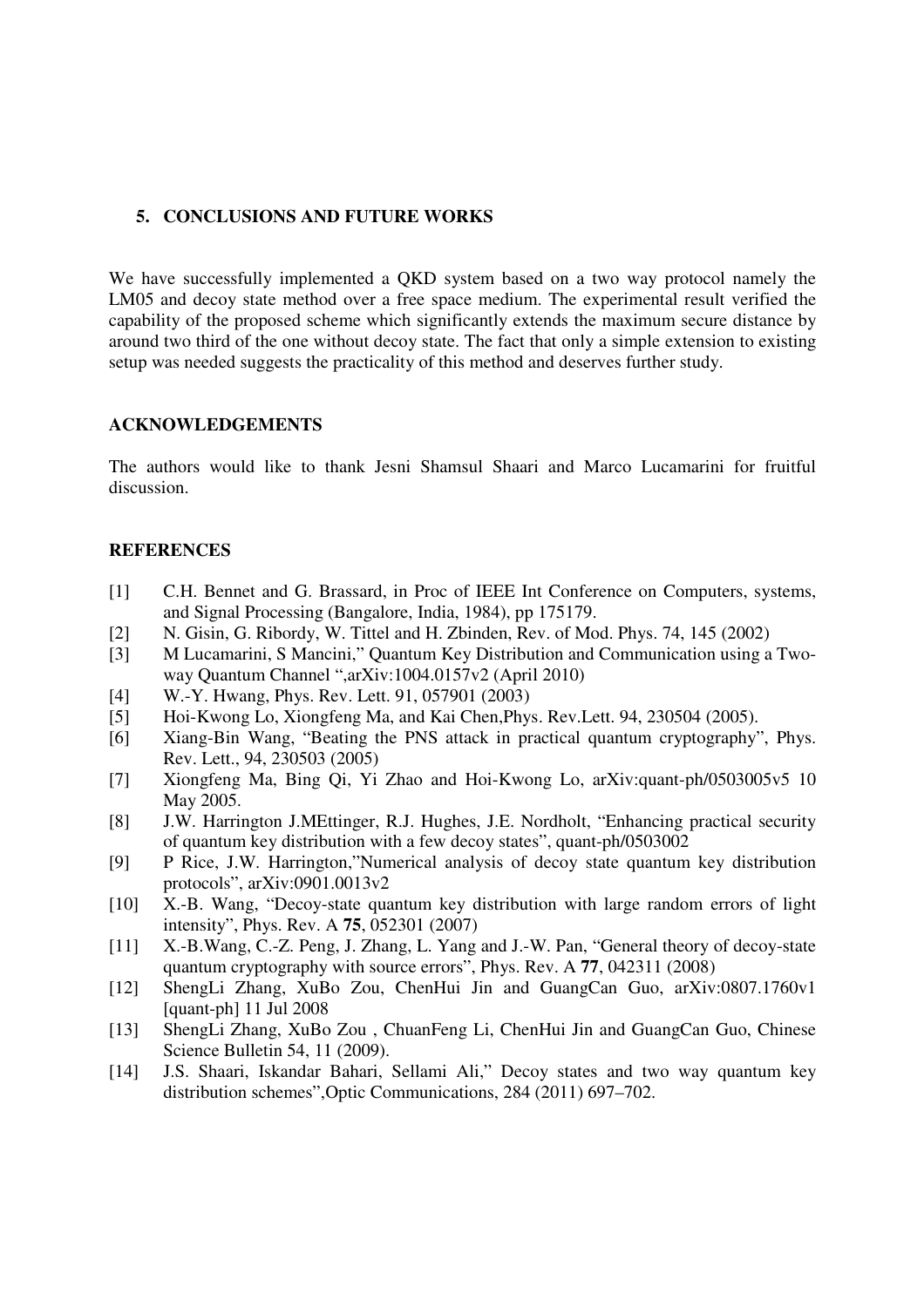## 5. CONCLUSIONS AND FUTURE WORKS

We have successfully implemented a QKD system based on a two way protocol namely the LM05 and decoy state method over a free space medium. The experimental result verified the capability of the proposed scheme which significantly extends the maximum secure distance by around two third of the one without decoy state. The fact that only a simple extension to existing setup was needed suggests the practicality of this method and deserves further study.

## ACKNOWLEDGEMENTS

The authors would like to thank Jesni Shamsul Shaari and Marco Lucamarini for fruitful discussion.

## REFERENCES

[1] C.H. Bennet and G. Brassard, in Proc of IEEE Int Conference on Computers, systems, and Signal Processing (Bangalore, India, 1984), pp 175179.

[2] N. Gisin, G. Ribordy, W. Tittel and H. Zbinden, Rev. of Mod. Phys. 74, 145 (2002)

[3] M Lucamarini, S Mancini," Quantum Key Distribution and Communication using a Two-way Quantum Channel ",arXiv:1004.0157v2 (April 2010)

[4] W.-Y. Hwang, Phys. Rev. Lett. 91, 057901 (2003)

[5] Hoi-Kwong Lo, Xiongfeng Ma, and Kai Chen,Phys. Rev.Lett. 94, 230504 (2005).

[6] Xiang-Bin Wang, "Beating the PNS attack in practical quantum cryptography", Phys. Rev. Lett., 94, 230503 (2005)

[7] Xiongfeng Ma, Bing Qi, Yi Zhao and Hoi-Kwong Lo, arXiv:quant-ph/0503005v5 10 May 2005.

[8] J.W. Harrington J.MEttinger, R.J. Hughes, J.E. Nordholt, "Enhancing practical security of quantum key distribution with a few decoy states", quant-ph/0503002

[9] P Rice, J.W. Harrington,"Numerical analysis of decoy state quantum key distribution protocols", arXiv:0901.0013v2

[10] X.-B. Wang, "Decoy-state quantum key distribution with large random errors of light intensity", Phys. Rev. A **75**, 052301 (2007)

[11] X.-B.Wang, C.-Z. Peng, J. Zhang, L. Yang and J.-W. Pan, "General theory of decoy-state quantum cryptography with source errors", Phys. Rev. A **77**, 042311 (2008)

[12] ShengLi Zhang, XuBo Zou, ChenHui Jin and GuangCan Guo, arXiv:0807.1760v1 [quant-ph] 11 Jul 2008

[13] ShengLi Zhang, XuBo Zou , ChuanFeng Li, ChenHui Jin and GuangCan Guo, Chinese Science Bulletin 54, 11 (2009).

[14] J.S. Shaari, Iskandar Bahari, Sellami Ali," Decoy states and two way quantum key distribution schemes",Optic Communications, 284 (2011) 697–702.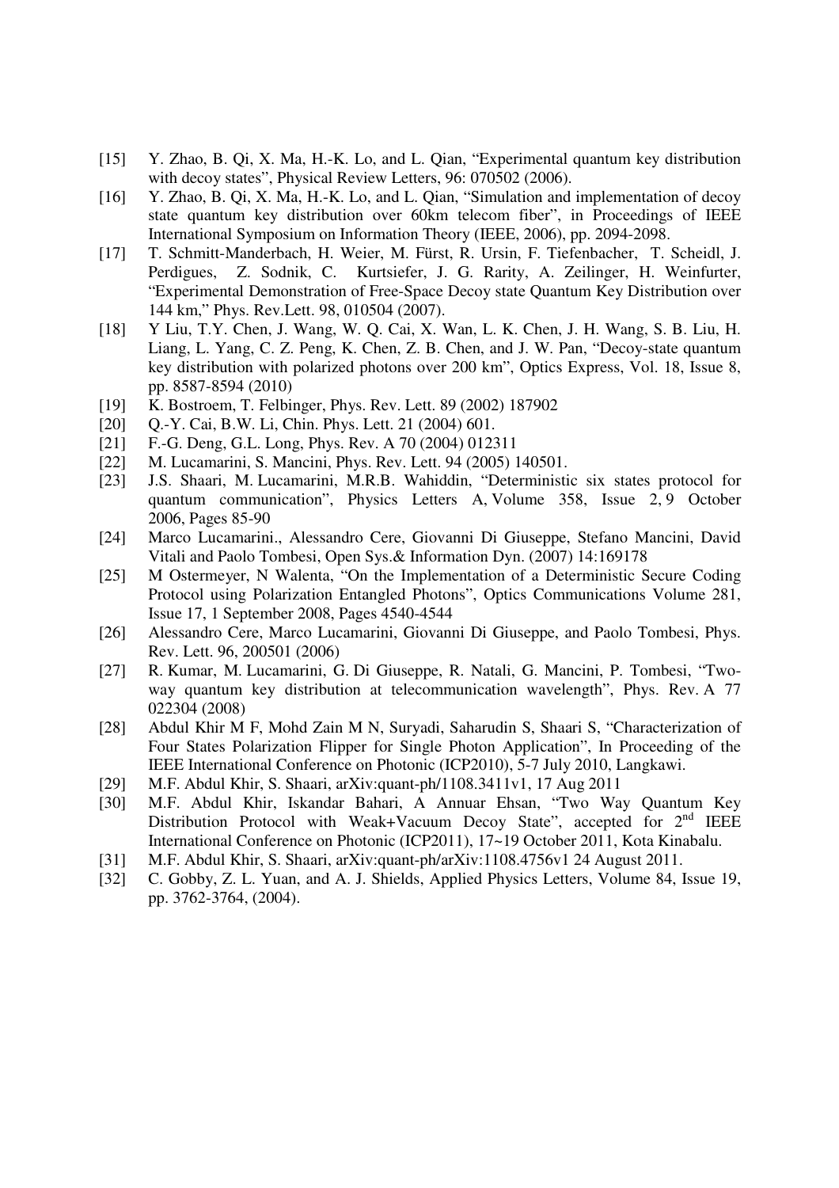[15] Y. Zhao, B. Qi, X. Ma, H.-K. Lo, and L. Qian, "Experimental quantum key distribution with decoy states", Physical Review Letters, 96: 070502 (2006).

[16] Y. Zhao, B. Qi, X. Ma, H.-K. Lo, and L. Qian, "Simulation and implementation of decoy state quantum key distribution over 60km telecom fiber", in Proceedings of IEEE International Symposium on Information Theory (IEEE, 2006), pp. 2094-2098.

[17] T. Schmitt-Manderbach, H. Weier, M. Fürst, R. Ursin, F. Tiefenbacher, T. Scheidl, J. Perdigues, Z. Sodnik, C. Kurtsiefer, J. G. Rarity, A. Zeilinger, H. Weinfurter, "Experimental Demonstration of Free-Space Decoy state Quantum Key Distribution over 144 km," Phys. Rev.Lett. 98, 010504 (2007).

[18] Y Liu, T.Y. Chen, J. Wang, W. Q. Cai, X. Wan, L. K. Chen, J. H. Wang, S. B. Liu, H. Liang, L. Yang, C. Z. Peng, K. Chen, Z. B. Chen, and J. W. Pan, "Decoy-state quantum key distribution with polarized photons over 200 km", Optics Express, Vol. 18, Issue 8, pp. 8587-8594 (2010)

[19] K. Bostroem, T. Felbinger, Phys. Rev. Lett. 89 (2002) 187902

[20] Q.-Y. Cai, B.W. Li, Chin. Phys. Lett. 21 (2004) 601.

[21] F.-G. Deng, G.L. Long, Phys. Rev. A 70 (2004) 012311

[22] M. Lucamarini, S. Mancini, Phys. Rev. Lett. 94 (2005) 140501.

[23] J.S. Shaari, M. Lucamarini, M.R.B. Wahiddin, "Deterministic six states protocol for quantum communication", Physics Letters A, Volume 358, Issue 2, 9 October 2006, Pages 85-90

[24] Marco Lucamarini., Alessandro Cere, Giovanni Di Giuseppe, Stefano Mancini, David Vitali and Paolo Tombesi, Open Sys.& Information Dyn. (2007) 14:169178

[25] M Ostermeyer, N Walenta, "On the Implementation of a Deterministic Secure Coding Protocol using Polarization Entangled Photons", Optics Communications Volume 281, Issue 17, 1 September 2008, Pages 4540-4544

[26] Alessandro Cere, Marco Lucamarini, Giovanni Di Giuseppe, and Paolo Tombesi, Phys. Rev. Lett. 96, 200501 (2006)

[27] R. Kumar, M. Lucamarini, G. Di Giuseppe, R. Natali, G. Mancini, P. Tombesi, "Two-way quantum key distribution at telecommunication wavelength", Phys. Rev. A 77 022304 (2008)

[28] Abdul Khir M F, Mohd Zain M N, Suryadi, Saharudin S, Shaari S, "Characterization of Four States Polarization Flipper for Single Photon Application", In Proceeding of the IEEE International Conference on Photonic (ICP2010), 5-7 July 2010, Langkawi.

[29] M.F. Abdul Khir, S. Shaari, arXiv:quant-ph/1108.3411v1, 17 Aug 2011

[30] M.F. Abdul Khir, Iskandar Bahari, A Annuar Ehsan, "Two Way Quantum Key Distribution Protocol with Weak+Vacuum Decoy State", accepted for 2nd IEEE International Conference on Photonic (ICP2011), 17~19 October 2011, Kota Kinabalu.

[31] M.F. Abdul Khir, S. Shaari, arXiv:quant-ph/arXiv:1108.4756v1 24 August 2011.

[32] C. Gobby, Z. L. Yuan, and A. J. Shields, Applied Physics Letters, Volume 84, Issue 19, pp. 3762-3764, (2004).